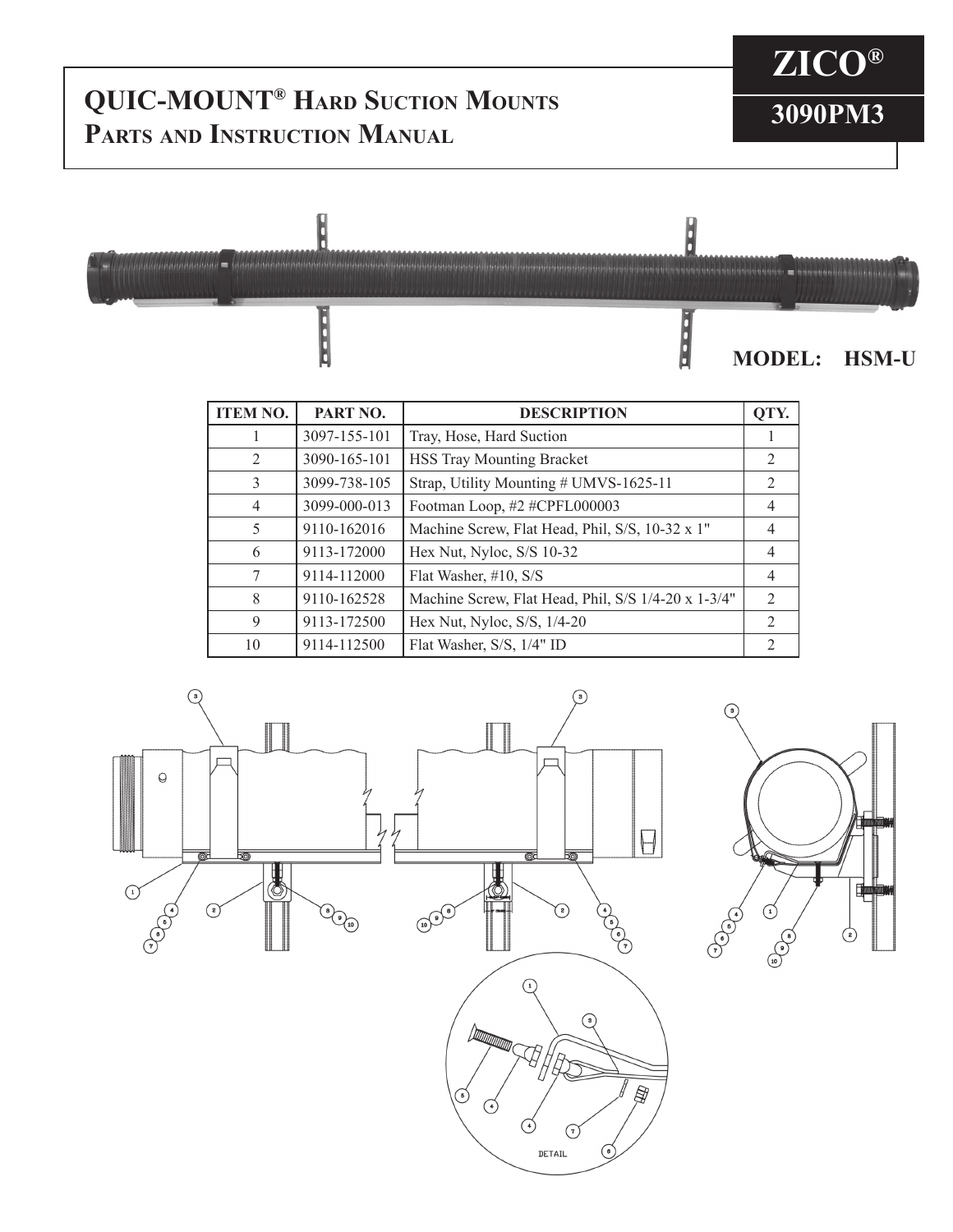# QUIC-MOUNT® Hard Suction Mounts Parts and Instruction Manual

**ZICO®**

**3090PM3**

**MODEL: HSM-U**

| ITEM NO. | PART NO. | DESCRIPTION | QTY. |
|---|---|---|---|
| 1 | 3097-155-101 | Tray, Hose, Hard Suction | 1 |
| 2 | 3090-165-101 | HSS Tray Mounting Bracket | 2 |
| 3 | 3099-738-105 | Strap, Utility Mounting # UMVS-1625-11 | 2 |
| 4 | 3099-000-013 | Footman Loop, #2 #CPFL000003 | 4 |
| 5 | 9110-162016 | Machine Screw, Flat Head, Phil, S/S, 10-32 x 1" | 4 |
| 6 | 9113-172000 | Hex Nut, Nyloc, S/S 10-32 | 4 |
| 7 | 9114-112000 | Flat Washer, #10, S/S | 4 |
| 8 | 9110-162528 | Machine Screw, Flat Head, Phil, S/S 1/4-20 x 1-3/4" | 2 |
| 9 | 9113-172500 | Hex Nut, Nyloc, S/S, 1/4-20 | 2 |
| 10 | 9114-112500 | Flat Washer, S/S, 1/4" ID | 2 |

DETAIL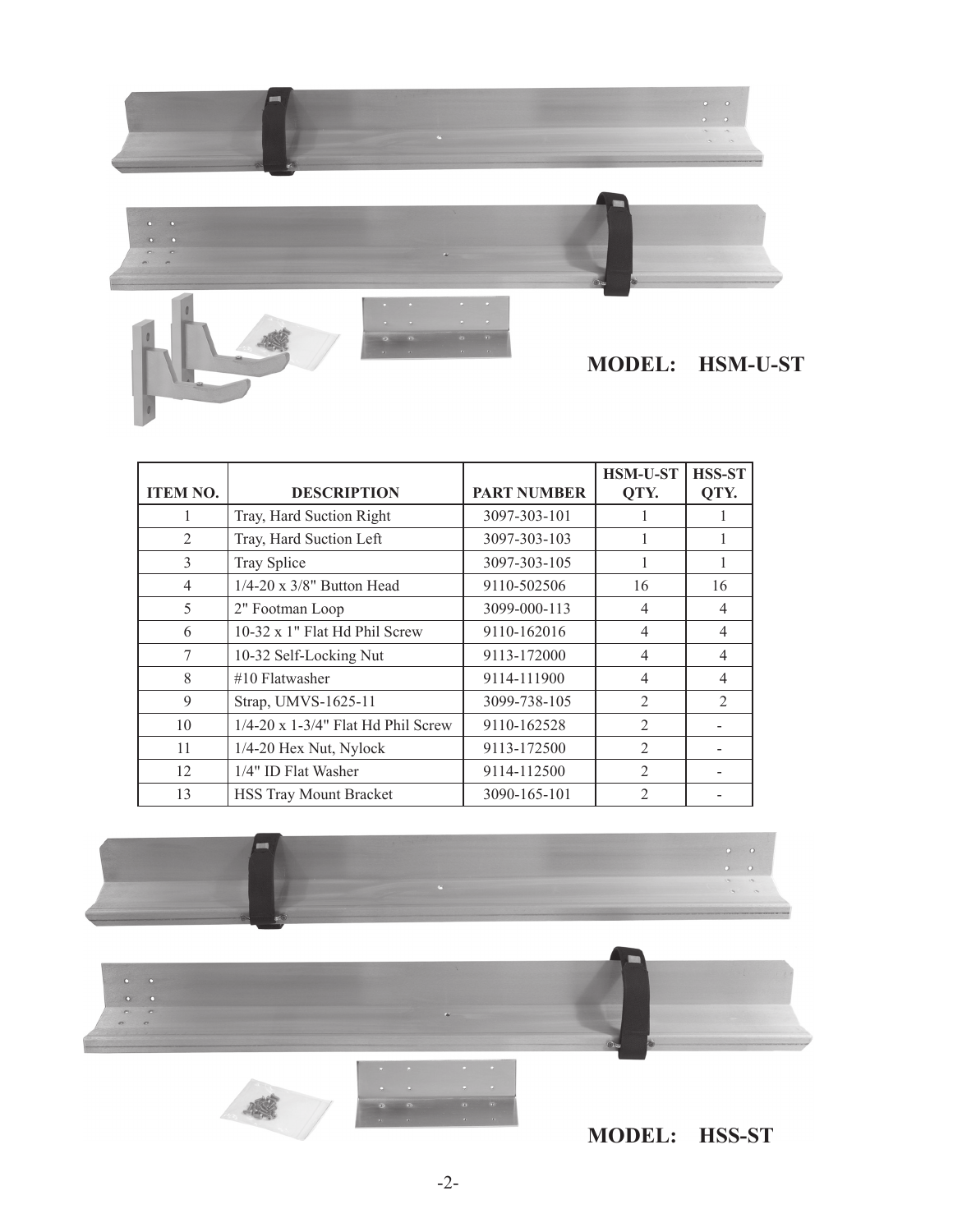**MODEL: HSM-U-ST**

| ITEM NO. | DESCRIPTION | PART NUMBER | HSM-U-ST QTY. | HSS-ST QTY. |
|---|---|---|---|---|
| 1 | Tray, Hard Suction Right | 3097-303-101 | 1 | 1 |
| 2 | Tray, Hard Suction Left | 3097-303-103 | 1 | 1 |
| 3 | Tray Splice | 3097-303-105 | 1 | 1 |
| 4 | 1/4-20 x 3/8" Button Head | 9110-502506 | 16 | 16 |
| 5 | 2" Footman Loop | 3099-000-113 | 4 | 4 |
| 6 | 10-32 x 1" Flat Hd Phil Screw | 9110-162016 | 4 | 4 |
| 7 | 10-32 Self-Locking Nut | 9113-172000 | 4 | 4 |
| 8 | #10 Flatwasher | 9114-111900 | 4 | 4 |
| 9 | Strap, UMVS-1625-11 | 3099-738-105 | 2 | 2 |
| 10 | 1/4-20 x 1-3/4" Flat Hd Phil Screw | 9110-162528 | 2 | - |
| 11 | 1/4-20 Hex Nut, Nylock | 9113-172500 | 2 | - |
| 12 | 1/4" ID Flat Washer | 9114-112500 | 2 | - |
| 13 | HSS Tray Mount Bracket | 3090-165-101 | 2 | - |

**MODEL: HSS-ST**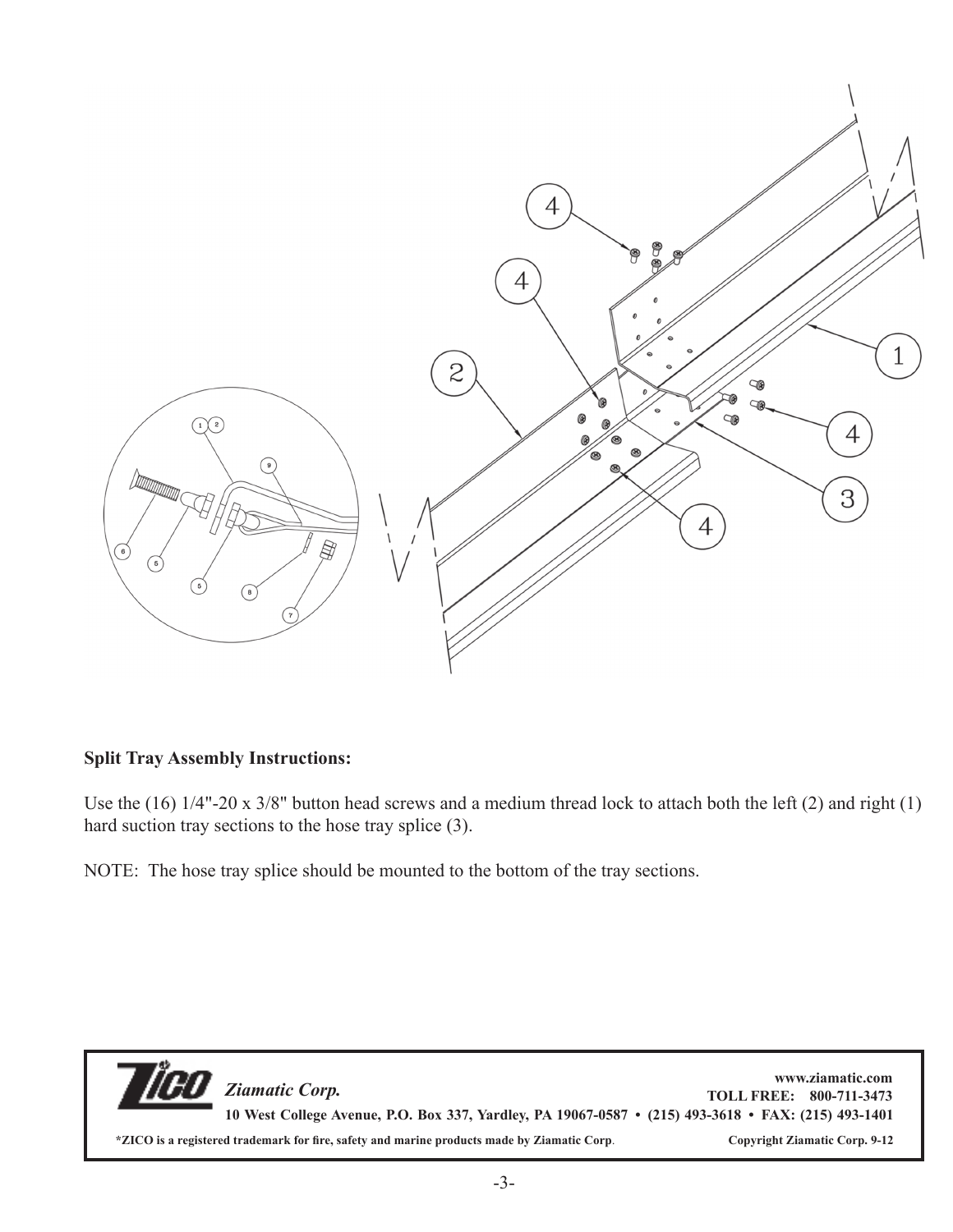**Split Tray Assembly Instructions:**

Use the (16) 1/4"-20 x 3/8" button head screws and a medium thread lock to attach both the left (2) and right (1) hard suction tray sections to the hose tray splice (3).

NOTE: The hose tray splice should be mounted to the bottom of the tray sections.

*Ziamatic Corp.*

www.ziamatic.com

**TOLL FREE: 800-711-3473**

**10 West College Avenue, P.O. Box 337, Yardley, PA 19067-0587 • (215) 493-3618 • FAX: (215) 493-1401**

***ZICO is a registered trademark for fire, safety and marine products made by Ziamatic Corp.** **Copyright Ziamatic Corp. 9-12**